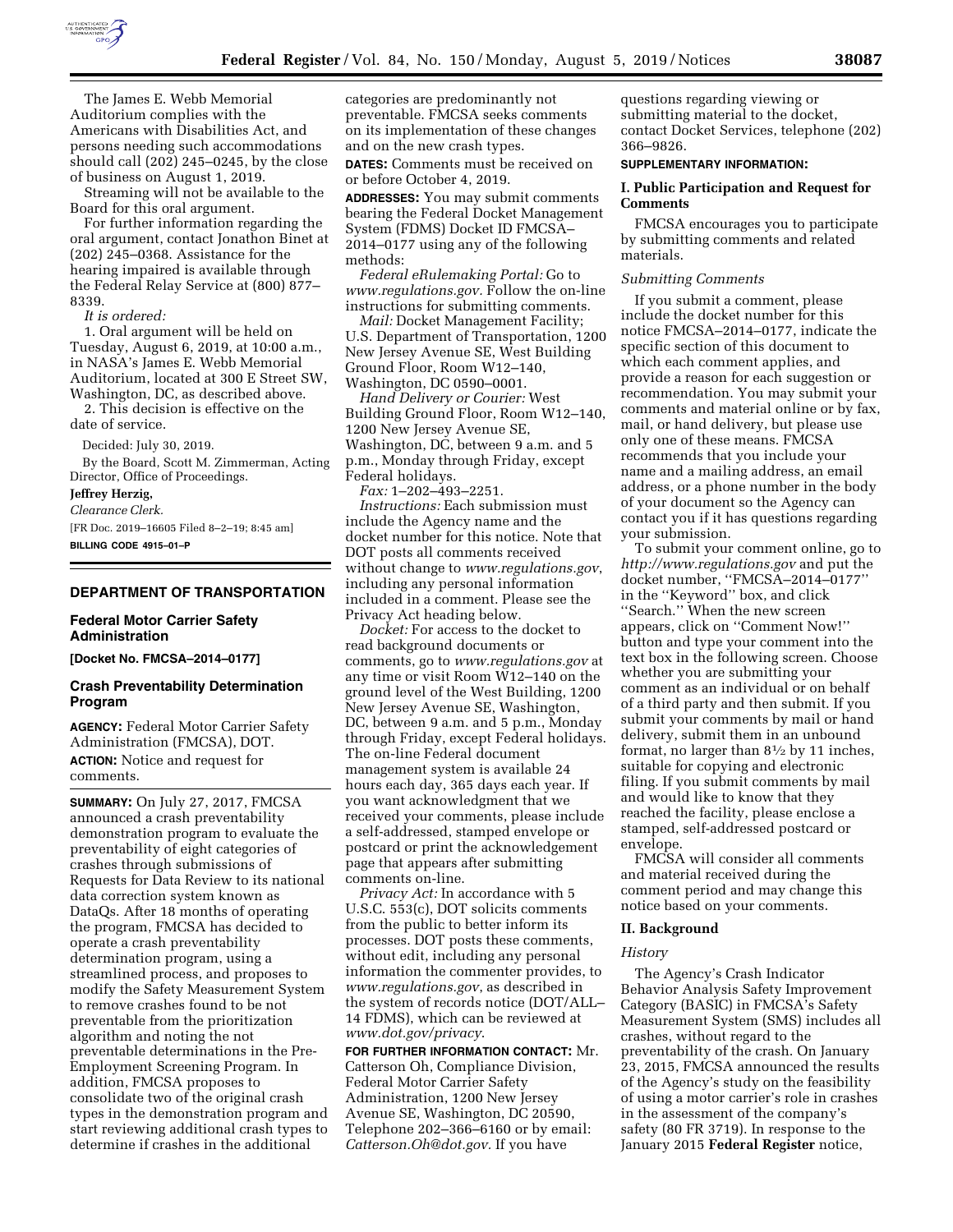The James E. Webb Memorial Auditorium complies with the Americans with Disabilities Act, and persons needing such accommodations should call (202) 245–0245, by the close of business on August 1, 2019.

Streaming will not be available to the Board for this oral argument.

For further information regarding the oral argument, contact Jonathon Binet at (202) 245–0368. Assistance for the hearing impaired is available through the Federal Relay Service at (800) 877–8339.

*It is ordered:*

1. Oral argument will be held on Tuesday, August 6, 2019, at 10:00 a.m., in NASA's James E. Webb Memorial Auditorium, located at 300 E Street SW, Washington, DC, as described above.

2. This decision is effective on the date of service.

Decided: July 30, 2019.

By the Board, Scott M. Zimmerman, Acting Director, Office of Proceedings.

**Jeffrey Herzig,**

*Clearance Clerk.*

[FR Doc. 2019–16605 Filed 8–2–19; 8:45 am]

**BILLING CODE 4915–01–P**

## DEPARTMENT OF TRANSPORTATION

### Federal Motor Carrier Safety Administration

**[Docket No. FMCSA–2014–0177]**

### Crash Preventability Determination Program

**AGENCY:** Federal Motor Carrier Safety Administration (FMCSA), DOT.

**ACTION:** Notice and request for comments.

**SUMMARY:** On July 27, 2017, FMCSA announced a crash preventability demonstration program to evaluate the preventability of eight categories of crashes through submissions of Requests for Data Review to its national data correction system known as DataQs. After 18 months of operating the program, FMCSA has decided to operate a crash preventability determination program, using a streamlined process, and proposes to modify the Safety Measurement System to remove crashes found to be not preventable from the prioritization algorithm and noting the not preventable determinations in the Pre-Employment Screening Program. In addition, FMCSA proposes to consolidate two of the original crash types in the demonstration program and start reviewing additional crash types to determine if crashes in the additional categories are predominantly not preventable. FMCSA seeks comments on its implementation of these changes and on the new crash types.

**DATES:** Comments must be received on or before October 4, 2019.

**ADDRESSES:** You may submit comments bearing the Federal Docket Management System (FDMS) Docket ID FMCSA–2014–0177 using any of the following methods:

*Federal eRulemaking Portal:* Go to *www.regulations.gov.* Follow the on-line instructions for submitting comments.

*Mail:* Docket Management Facility; U.S. Department of Transportation, 1200 New Jersey Avenue SE, West Building Ground Floor, Room W12–140, Washington, DC 0590–0001.

*Hand Delivery or Courier:* West Building Ground Floor, Room W12–140, 1200 New Jersey Avenue SE, Washington, DC, between 9 a.m. and 5 p.m., Monday through Friday, except Federal holidays.

*Fax:* 1–202–493–2251.

*Instructions:* Each submission must include the Agency name and the docket number for this notice. Note that DOT posts all comments received without change to *www.regulations.gov*, including any personal information included in a comment. Please see the Privacy Act heading below.

*Docket:* For access to the docket to read background documents or comments, go to *www.regulations.gov* at any time or visit Room W12–140 on the ground level of the West Building, 1200 New Jersey Avenue SE, Washington, DC, between 9 a.m. and 5 p.m., Monday through Friday, except Federal holidays. The on-line Federal document management system is available 24 hours each day, 365 days each year. If you want acknowledgment that we received your comments, please include a self-addressed, stamped envelope or postcard or print the acknowledgement page that appears after submitting comments on-line.

*Privacy Act:* In accordance with 5 U.S.C. 553(c), DOT solicits comments from the public to better inform its processes. DOT posts these comments, without edit, including any personal information the commenter provides, to *www.regulations.gov*, as described in the system of records notice (DOT/ALL–14 FDMS), which can be reviewed at *www.dot.gov/privacy*.

**FOR FURTHER INFORMATION CONTACT:** Mr. Catterson Oh, Compliance Division, Federal Motor Carrier Safety Administration, 1200 New Jersey Avenue SE, Washington, DC 20590, Telephone 202–366–6160 or by email: *Catterson.Oh@dot.gov.* If you have questions regarding viewing or submitting material to the docket, contact Docket Services, telephone (202) 366–9826.

**SUPPLEMENTARY INFORMATION:**

### I. Public Participation and Request for Comments

FMCSA encourages you to participate by submitting comments and related materials.

*Submitting Comments*

If you submit a comment, please include the docket number for this notice FMCSA–2014–0177, indicate the specific section of this document to which each comment applies, and provide a reason for each suggestion or recommendation. You may submit your comments and material online or by fax, mail, or hand delivery, but please use only one of these means. FMCSA recommends that you include your name and a mailing address, an email address, or a phone number in the body of your document so the Agency can contact you if it has questions regarding your submission.

To submit your comment online, go to *http://www.regulations.gov* and put the docket number, ''FMCSA–2014–0177'' in the ''Keyword'' box, and click ''Search.'' When the new screen appears, click on ''Comment Now!'' button and type your comment into the text box in the following screen. Choose whether you are submitting your comment as an individual or on behalf of a third party and then submit. If you submit your comments by mail or hand delivery, submit them in an unbound format, no larger than 8½ by 11 inches, suitable for copying and electronic filing. If you submit comments by mail and would like to know that they reached the facility, please enclose a stamped, self-addressed postcard or envelope.

FMCSA will consider all comments and material received during the comment period and may change this notice based on your comments.

### II. Background

*History*

The Agency's Crash Indicator Behavior Analysis Safety Improvement Category (BASIC) in FMCSA's Safety Measurement System (SMS) includes all crashes, without regard to the preventability of the crash. On January 23, 2015, FMCSA announced the results of the Agency's study on the feasibility of using a motor carrier's role in crashes in the assessment of the company's safety (80 FR 3719). In response to the January 2015 **Federal Register** notice,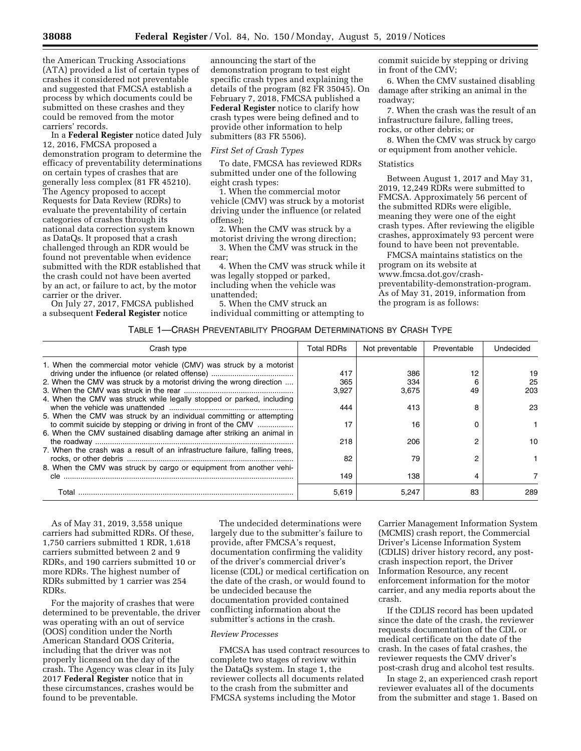the American Trucking Associations (ATA) provided a list of certain types of crashes it considered not preventable and suggested that FMCSA establish a process by which documents could be submitted on these crashes and they could be removed from the motor carriers' records.

In a **Federal Register** notice dated July 12, 2016, FMCSA proposed a demonstration program to determine the efficacy of preventability determinations on certain types of crashes that are generally less complex (81 FR 45210). The Agency proposed to accept Requests for Data Review (RDRs) to evaluate the preventability of certain categories of crashes through its national data correction system known as DataQs. It proposed that a crash challenged through an RDR would be found not preventable when evidence submitted with the RDR established that the crash could not have been averted by an act, or failure to act, by the motor carrier or the driver.

On July 27, 2017, FMCSA published a subsequent **Federal Register** notice announcing the start of the demonstration program to test eight specific crash types and explaining the details of the program (82 FR 35045). On February 7, 2018, FMCSA published a **Federal Register** notice to clarify how crash types were being defined and to provide other information to help submitters (83 FR 5506).

*First Set of Crash Types*

To date, FMCSA has reviewed RDRs submitted under one of the following eight crash types:

1. When the commercial motor vehicle (CMV) was struck by a motorist driving under the influence (or related offense);
2. When the CMV was struck by a motorist driving the wrong direction;
3. When the CMV was struck in the rear;
4. When the CMV was struck while it was legally stopped or parked, including when the vehicle was unattended;
5. When the CMV struck an individual committing or attempting to commit suicide by stepping or driving in front of the CMV;
6. When the CMV sustained disabling damage after striking an animal in the roadway;
7. When the crash was the result of an infrastructure failure, falling trees, rocks, or other debris; or
8. When the CMV was struck by cargo or equipment from another vehicle.

Statistics

Between August 1, 2017 and May 31, 2019, 12,249 RDRs were submitted to FMCSA. Approximately 56 percent of the submitted RDRs were eligible, meaning they were one of the eight crash types. After reviewing the eligible crashes, approximately 93 percent were found to have been not preventable.

FMCSA maintains statistics on the program on its website at www.fmcsa.dot.gov/crash-preventability-demonstration-program. As of May 31, 2019, information from the program is as follows:

TABLE 1—CRASH PREVENTABILITY PROGRAM DETERMINATIONS BY CRASH TYPE

| Crash type | Total RDRs | Not preventable | Preventable | Undecided |
|---|---|---|---|---|
| 1. When the commercial motor vehicle (CMV) was struck by a motorist driving under the influence (or related offense) | 417 | 386 | 12 | 19 |
| 2. When the CMV was struck by a motorist driving the wrong direction | 365 | 334 | 6 | 25 |
| 3. When the CMV was struck in the rear | 3,927 | 3,675 | 49 | 203 |
| 4. When the CMV was struck while legally stopped or parked, including when the vehicle was unattended | 444 | 413 | 8 | 23 |
| 5. When the CMV was struck by an individual committing or attempting to commit suicide by stepping or driving in front of the CMV | 17 | 16 | 0 | 1 |
| 6. When the CMV sustained disabling damage after striking an animal in the roadway | 218 | 206 | 2 | 10 |
| 7. When the crash was a result of an infrastructure failure, falling trees, rocks, or other debris | 82 | 79 | 2 | 1 |
| 8. When the CMV was struck by cargo or equipment from another vehicle | 149 | 138 | 4 | 7 |
| Total | 5,619 | 5,247 | 83 | 289 |

As of May 31, 2019, 3,558 unique carriers had submitted RDRs. Of these, 1,750 carriers submitted 1 RDR, 1,618 carriers submitted between 2 and 9 RDRs, and 190 carriers submitted 10 or more RDRs. The highest number of RDRs submitted by 1 carrier was 254 RDRs.

For the majority of crashes that were determined to be preventable, the driver was operating with an out of service (OOS) condition under the North American Standard OOS Criteria, including that the driver was not properly licensed on the day of the crash. The Agency was clear in its July 2017 **Federal Register** notice that in these circumstances, crashes would be found to be preventable.

The undecided determinations were largely due to the submitter's failure to provide, after FMCSA's request, documentation confirming the validity of the driver's commercial driver's license (CDL) or medical certification on the date of the crash, or would found to be undecided because the documentation provided contained conflicting information about the submitter's actions in the crash.

*Review Processes*

FMCSA has used contract resources to complete two stages of review within the DataQs system. In stage 1, the reviewer collects all documents related to the crash from the submitter and FMCSA systems including the Motor Carrier Management Information System (MCMIS) crash report, the Commercial Driver's License Information System (CDLIS) driver history record, any post-crash inspection report, the Driver Information Resource, any recent enforcement information for the motor carrier, and any media reports about the crash.

If the CDLIS record has been updated since the date of the crash, the reviewer requests documentation of the CDL or medical certificate on the date of the crash. In the cases of fatal crashes, the reviewer requests the CMV driver's post-crash drug and alcohol test results.

In stage 2, an experienced crash report reviewer evaluates all of the documents from the submitter and stage 1. Based on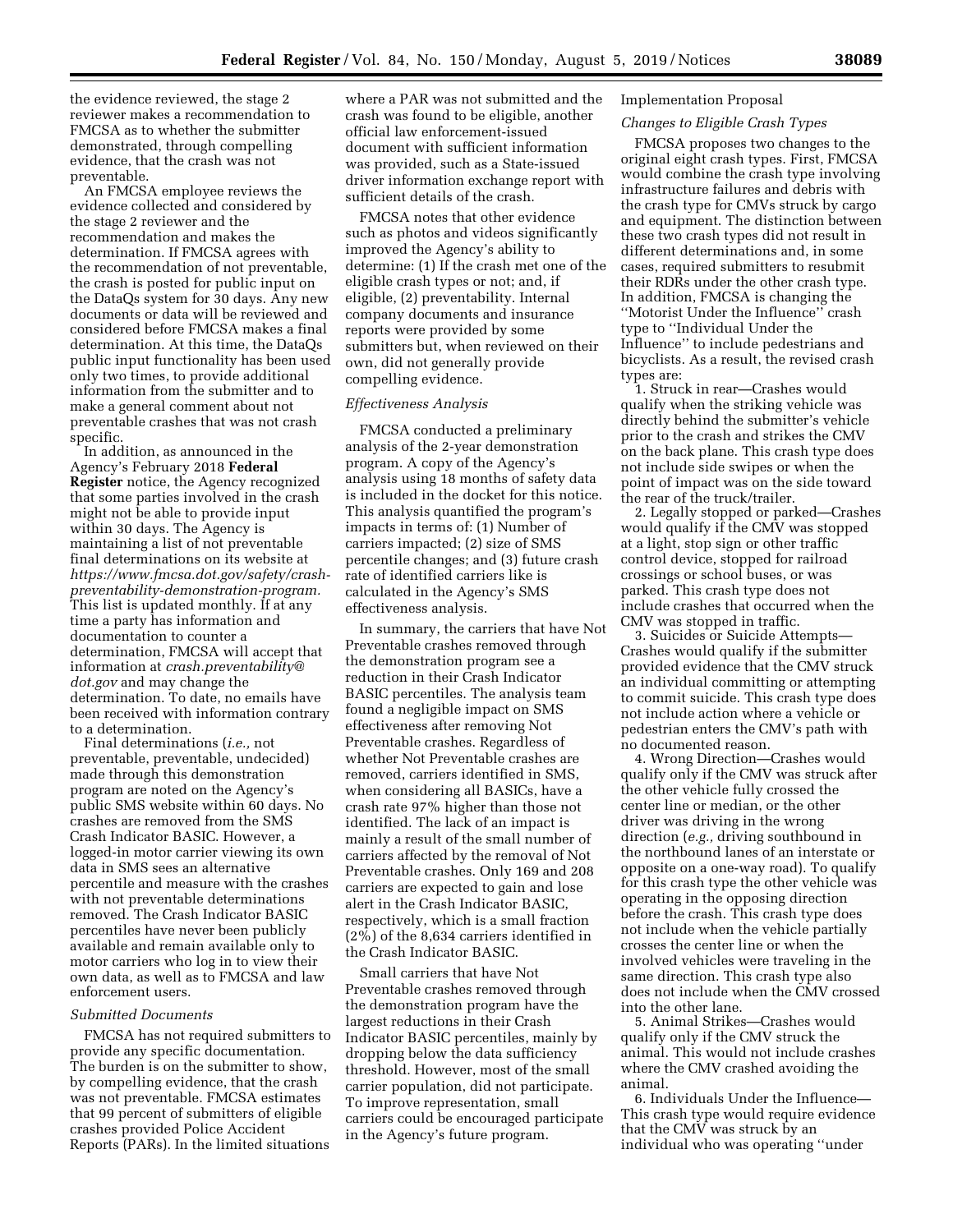the evidence reviewed, the stage 2 reviewer makes a recommendation to FMCSA as to whether the submitter demonstrated, through compelling evidence, that the crash was not preventable.

An FMCSA employee reviews the evidence collected and considered by the stage 2 reviewer and the recommendation and makes the determination. If FMCSA agrees with the recommendation of not preventable, the crash is posted for public input on the DataQs system for 30 days. Any new documents or data will be reviewed and considered before FMCSA makes a final determination. At this time, the DataQs public input functionality has been used only two times, to provide additional information from the submitter and to make a general comment about not preventable crashes that was not crash specific.

In addition, as announced in the Agency's February 2018 **Federal Register** notice, the Agency recognized that some parties involved in the crash might not be able to provide input within 30 days. The Agency is maintaining a list of not preventable final determinations on its website at *https://www.fmcsa.dot.gov/safety/crash-preventability-demonstration-program.* This list is updated monthly. If at any time a party has information and documentation to counter a determination, FMCSA will accept that information at *crash.preventability@dot.gov* and may change the determination. To date, no emails have been received with information contrary to a determination.

Final determinations (*i.e.,* not preventable, preventable, undecided) made through this demonstration program are noted on the Agency's public SMS website within 60 days. No crashes are removed from the SMS Crash Indicator BASIC. However, a logged-in motor carrier viewing its own data in SMS sees an alternative percentile and measure with the crashes with not preventable determinations removed. The Crash Indicator BASIC percentiles have never been publicly available and remain available only to motor carriers who log in to view their own data, as well as to FMCSA and law enforcement users.

*Submitted Documents*

FMCSA has not required submitters to provide any specific documentation. The burden is on the submitter to show, by compelling evidence, that the crash was not preventable. FMCSA estimates that 99 percent of submitters of eligible crashes provided Police Accident Reports (PARs). In the limited situations where a PAR was not submitted and the crash was found to be eligible, another official law enforcement-issued document with sufficient information was provided, such as a State-issued driver information exchange report with sufficient details of the crash.

FMCSA notes that other evidence such as photos and videos significantly improved the Agency's ability to determine: (1) If the crash met one of the eligible crash types or not; and, if eligible, (2) preventability. Internal company documents and insurance reports were provided by some submitters but, when reviewed on their own, did not generally provide compelling evidence.

*Effectiveness Analysis*

FMCSA conducted a preliminary analysis of the 2-year demonstration program. A copy of the Agency's analysis using 18 months of safety data is included in the docket for this notice. This analysis quantified the program's impacts in terms of: (1) Number of carriers impacted; (2) size of SMS percentile changes; and (3) future crash rate of identified carriers like is calculated in the Agency's SMS effectiveness analysis.

In summary, the carriers that have Not Preventable crashes removed through the demonstration program see a reduction in their Crash Indicator BASIC percentiles. The analysis team found a negligible impact on SMS effectiveness after removing Not Preventable crashes. Regardless of whether Not Preventable crashes are removed, carriers identified in SMS, when considering all BASICs, have a crash rate 97% higher than those not identified. The lack of an impact is mainly a result of the small number of carriers affected by the removal of Not Preventable crashes. Only 169 and 208 carriers are expected to gain and lose alert in the Crash Indicator BASIC, respectively, which is a small fraction (2%) of the 8,634 carriers identified in the Crash Indicator BASIC.

Small carriers that have Not Preventable crashes removed through the demonstration program have the largest reductions in their Crash Indicator BASIC percentiles, mainly by dropping below the data sufficiency threshold. However, most of the small carrier population, did not participate. To improve representation, small carriers could be encouraged participate in the Agency's future program.

Implementation Proposal

*Changes to Eligible Crash Types*

FMCSA proposes two changes to the original eight crash types. First, FMCSA would combine the crash type involving infrastructure failures and debris with the crash type for CMVs struck by cargo and equipment. The distinction between these two crash types did not result in different determinations and, in some cases, required submitters to resubmit their RDRs under the other crash type. In addition, FMCSA is changing the ''Motorist Under the Influence'' crash type to ''Individual Under the Influence'' to include pedestrians and bicyclists. As a result, the revised crash types are:

1. Struck in rear—Crashes would qualify when the striking vehicle was directly behind the submitter's vehicle prior to the crash and strikes the CMV on the back plane. This crash type does not include side swipes or when the point of impact was on the side toward the rear of the truck/trailer.

2. Legally stopped or parked—Crashes would qualify if the CMV was stopped at a light, stop sign or other traffic control device, stopped for railroad crossings or school buses, or was parked. This crash type does not include crashes that occurred when the CMV was stopped in traffic.

3. Suicides or Suicide Attempts—Crashes would qualify if the submitter provided evidence that the CMV struck an individual committing or attempting to commit suicide. This crash type does not include action where a vehicle or pedestrian enters the CMV's path with no documented reason.

4. Wrong Direction—Crashes would qualify only if the CMV was struck after the other vehicle fully crossed the center line or median, or the other driver was driving in the wrong direction (*e.g.,* driving southbound in the northbound lanes of an interstate or opposite on a one-way road). To qualify for this crash type the other vehicle was operating in the opposing direction before the crash. This crash type does not include when the vehicle partially crosses the center line or when the involved vehicles were traveling in the same direction. This crash type also does not include when the CMV crossed into the other lane.

5. Animal Strikes—Crashes would qualify only if the CMV struck the animal. This would not include crashes where the CMV crashed avoiding the animal.

6. Individuals Under the Influence—This crash type would require evidence that the CMV was struck by an individual who was operating ''under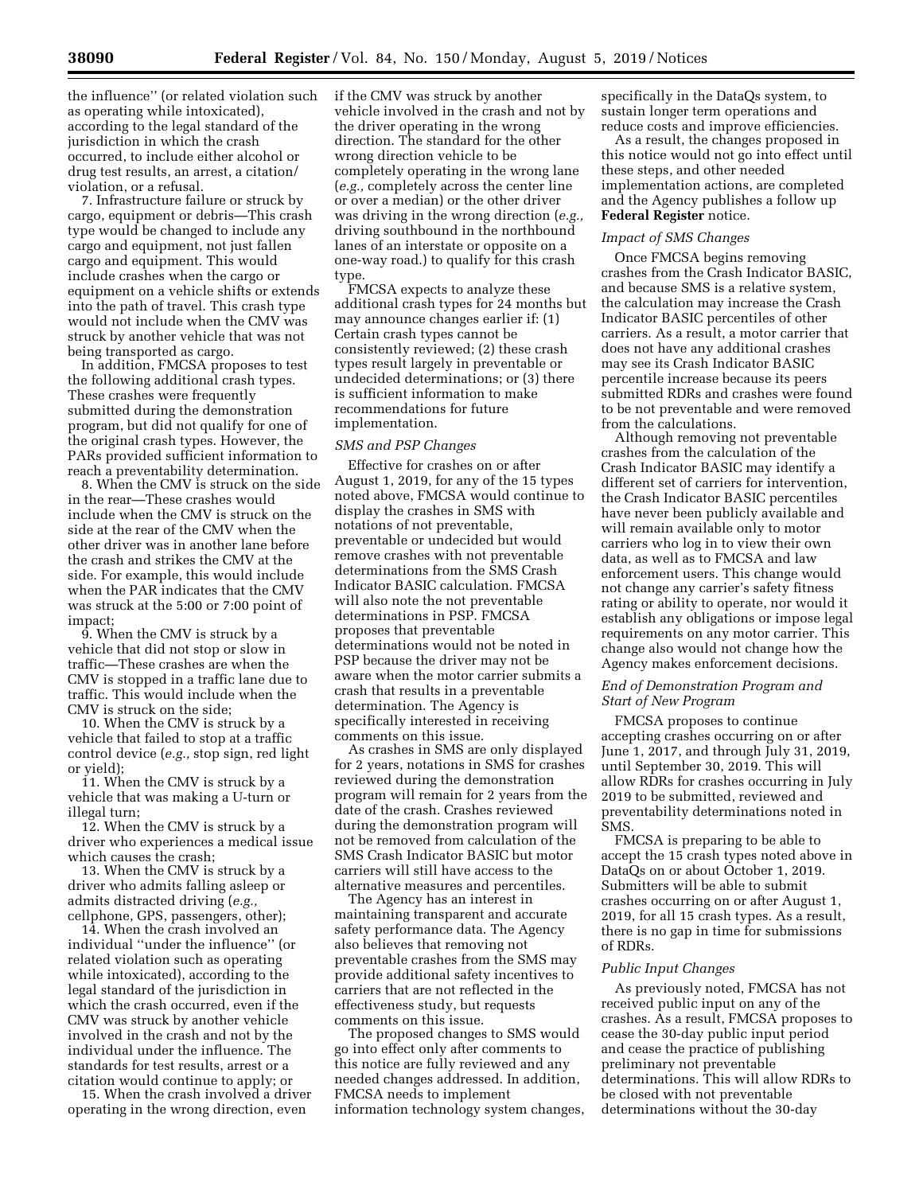the influence'' (or related violation such as operating while intoxicated), according to the legal standard of the jurisdiction in which the crash occurred, to include either alcohol or drug test results, an arrest, a citation/violation, or a refusal.

7. Infrastructure failure or struck by cargo, equipment or debris—This crash type would be changed to include any cargo and equipment, not just fallen cargo and equipment. This would include crashes when the cargo or equipment on a vehicle shifts or extends into the path of travel. This crash type would not include when the CMV was struck by another vehicle that was not being transported as cargo.

In addition, FMCSA proposes to test the following additional crash types. These crashes were frequently submitted during the demonstration program, but did not qualify for one of the original crash types. However, the PARs provided sufficient information to reach a preventability determination.

8. When the CMV is struck on the side in the rear—These crashes would include when the CMV is struck on the side at the rear of the CMV when the other driver was in another lane before the crash and strikes the CMV at the side. For example, this would include when the PAR indicates that the CMV was struck at the 5:00 or 7:00 point of impact;

9. When the CMV is struck by a vehicle that did not stop or slow in traffic—These crashes are when the CMV is stopped in a traffic lane due to traffic. This would include when the CMV is struck on the side;

10. When the CMV is struck by a vehicle that failed to stop at a traffic control device (*e.g.,* stop sign, red light or yield);

11. When the CMV is struck by a vehicle that was making a U-turn or illegal turn;

12. When the CMV is struck by a driver who experiences a medical issue which causes the crash;

13. When the CMV is struck by a driver who admits falling asleep or admits distracted driving (*e.g.,* cellphone, GPS, passengers, other);

14. When the crash involved an individual ''under the influence'' (or related violation such as operating while intoxicated), according to the legal standard of the jurisdiction in which the crash occurred, even if the CMV was struck by another vehicle involved in the crash and not by the individual under the influence. The standards for test results, arrest or a citation would continue to apply; or

15. When the crash involved a driver operating in the wrong direction, even if the CMV was struck by another vehicle involved in the crash and not by the driver operating in the wrong direction. The standard for the other wrong direction vehicle to be completely operating in the wrong lane (*e.g.,* completely across the center line or over a median) or the other driver was driving in the wrong direction (*e.g.,* driving southbound in the northbound lanes of an interstate or opposite on a one-way road.) to qualify for this crash type.

FMCSA expects to analyze these additional crash types for 24 months but may announce changes earlier if: (1) Certain crash types cannot be consistently reviewed; (2) these crash types result largely in preventable or undecided determinations; or (3) there is sufficient information to make recommendations for future implementation.

### *SMS and PSP Changes*

Effective for crashes on or after August 1, 2019, for any of the 15 types noted above, FMCSA would continue to display the crashes in SMS with notations of not preventable, preventable or undecided but would remove crashes with not preventable determinations from the SMS Crash Indicator BASIC calculation. FMCSA will also note the not preventable determinations in PSP. FMCSA proposes that preventable determinations would not be noted in PSP because the driver may not be aware when the motor carrier submits a crash that results in a preventable determination. The Agency is specifically interested in receiving comments on this issue.

As crashes in SMS are only displayed for 2 years, notations in SMS for crashes reviewed during the demonstration program will remain for 2 years from the date of the crash. Crashes reviewed during the demonstration program will not be removed from calculation of the SMS Crash Indicator BASIC but motor carriers will still have access to the alternative measures and percentiles.

The Agency has an interest in maintaining transparent and accurate safety performance data. The Agency also believes that removing not preventable crashes from the SMS may provide additional safety incentives to carriers that are not reflected in the effectiveness study, but requests comments on this issue.

The proposed changes to SMS would go into effect only after comments to this notice are fully reviewed and any needed changes addressed. In addition, FMCSA needs to implement information technology system changes, specifically in the DataQs system, to sustain longer term operations and reduce costs and improve efficiencies.

As a result, the changes proposed in this notice would not go into effect until these steps, and other needed implementation actions, are completed and the Agency publishes a follow up **Federal Register** notice.

### *Impact of SMS Changes*

Once FMCSA begins removing crashes from the Crash Indicator BASIC, and because SMS is a relative system, the calculation may increase the Crash Indicator BASIC percentiles of other carriers. As a result, a motor carrier that does not have any additional crashes may see its Crash Indicator BASIC percentile increase because its peers submitted RDRs and crashes were found to be not preventable and were removed from the calculations.

Although removing not preventable crashes from the calculation of the Crash Indicator BASIC may identify a different set of carriers for intervention, the Crash Indicator BASIC percentiles have never been publicly available and will remain available only to motor carriers who log in to view their own data, as well as to FMCSA and law enforcement users. This change would not change any carrier's safety fitness rating or ability to operate, nor would it establish any obligations or impose legal requirements on any motor carrier. This change also would not change how the Agency makes enforcement decisions.

### *End of Demonstration Program and Start of New Program*

FMCSA proposes to continue accepting crashes occurring on or after June 1, 2017, and through July 31, 2019, until September 30, 2019. This will allow RDRs for crashes occurring in July 2019 to be submitted, reviewed and preventability determinations noted in SMS.

FMCSA is preparing to be able to accept the 15 crash types noted above in DataQs on or about October 1, 2019. Submitters will be able to submit crashes occurring on or after August 1, 2019, for all 15 crash types. As a result, there is no gap in time for submissions of RDRs.

### *Public Input Changes*

As previously noted, FMCSA has not received public input on any of the crashes. As a result, FMCSA proposes to cease the 30-day public input period and cease the practice of publishing preliminary not preventable determinations. This will allow RDRs to be closed with not preventable determinations without the 30-day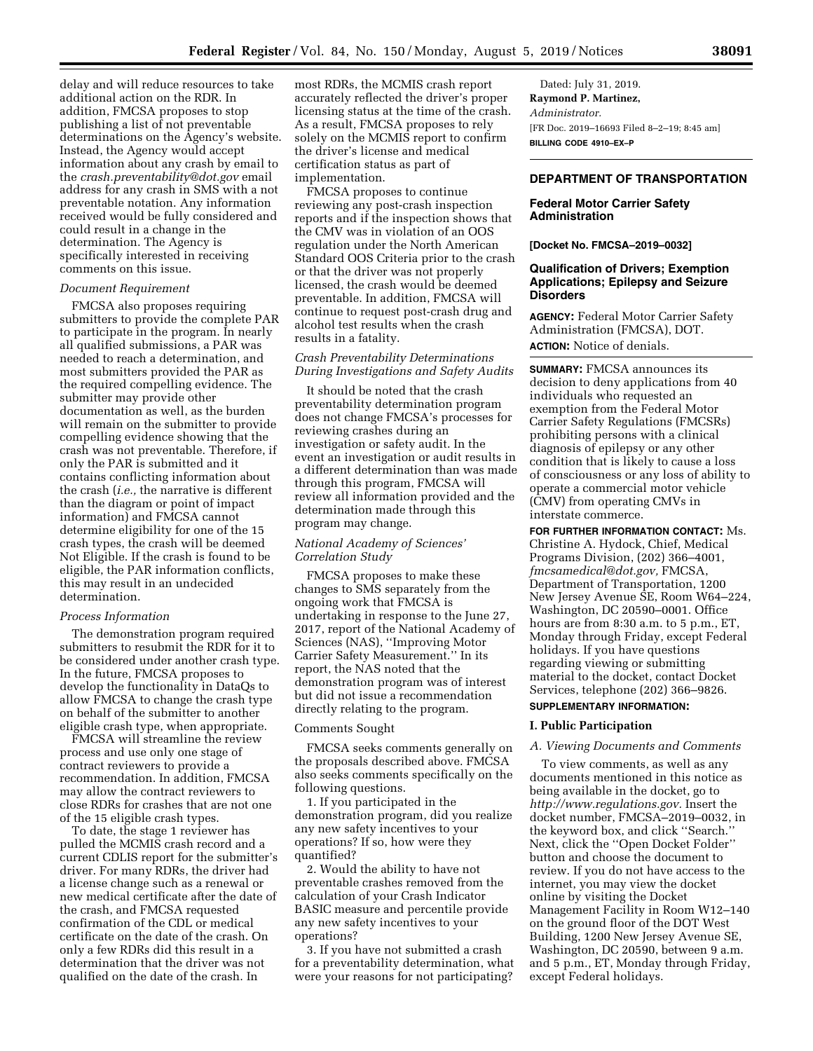delay and will reduce resources to take additional action on the RDR. In addition, FMCSA proposes to stop publishing a list of not preventable determinations on the Agency's website. Instead, the Agency would accept information about any crash by email to the *crash.preventability@dot.gov* email address for any crash in SMS with a not preventable notation. Any information received would be fully considered and could result in a change in the determination. The Agency is specifically interested in receiving comments on this issue.

*Document Requirement*

FMCSA also proposes requiring submitters to provide the complete PAR to participate in the program. In nearly all qualified submissions, a PAR was needed to reach a determination, and most submitters provided the PAR as the required compelling evidence. The submitter may provide other documentation as well, as the burden will remain on the submitter to provide compelling evidence showing that the crash was not preventable. Therefore, if only the PAR is submitted and it contains conflicting information about the crash (*i.e.,* the narrative is different than the diagram or point of impact information) and FMCSA cannot determine eligibility for one of the 15 crash types, the crash will be deemed Not Eligible. If the crash is found to be eligible, the PAR information conflicts, this may result in an undecided determination.

*Process Information*

The demonstration program required submitters to resubmit the RDR for it to be considered under another crash type. In the future, FMCSA proposes to develop the functionality in DataQs to allow FMCSA to change the crash type on behalf of the submitter to another eligible crash type, when appropriate.

FMCSA will streamline the review process and use only one stage of contract reviewers to provide a recommendation. In addition, FMCSA may allow the contract reviewers to close RDRs for crashes that are not one of the 15 eligible crash types.

To date, the stage 1 reviewer has pulled the MCMIS crash record and a current CDLIS report for the submitter's driver. For many RDRs, the driver had a license change such as a renewal or new medical certificate after the date of the crash, and FMCSA requested confirmation of the CDL or medical certificate on the date of the crash. On only a few RDRs did this result in a determination that the driver was not qualified on the date of the crash. In most RDRs, the MCMIS crash report accurately reflected the driver's proper licensing status at the time of the crash. As a result, FMCSA proposes to rely solely on the MCMIS report to confirm the driver's license and medical certification status as part of implementation.

FMCSA proposes to continue reviewing any post-crash inspection reports and if the inspection shows that the CMV was in violation of an OOS regulation under the North American Standard OOS Criteria prior to the crash or that the driver was not properly licensed, the crash would be deemed preventable. In addition, FMCSA will continue to request post-crash drug and alcohol test results when the crash results in a fatality.

*Crash Preventability Determinations During Investigations and Safety Audits*

It should be noted that the crash preventability determination program does not change FMCSA's processes for reviewing crashes during an investigation or safety audit. In the event an investigation or audit results in a different determination than was made through this program, FMCSA will review all information provided and the determination made through this program may change.

*National Academy of Sciences' Correlation Study*

FMCSA proposes to make these changes to SMS separately from the ongoing work that FMCSA is undertaking in response to the June 27, 2017, report of the National Academy of Sciences (NAS), ''Improving Motor Carrier Safety Measurement.'' In its report, the NAS noted that the demonstration program was of interest but did not issue a recommendation directly relating to the program.

Comments Sought

FMCSA seeks comments generally on the proposals described above. FMCSA also seeks comments specifically on the following questions.

1. If you participated in the demonstration program, did you realize any new safety incentives to your operations? If so, how were they quantified?

2. Would the ability to have not preventable crashes removed from the calculation of your Crash Indicator BASIC measure and percentile provide any new safety incentives to your operations?

3. If you have not submitted a crash for a preventability determination, what were your reasons for not participating?

Dated: July 31, 2019.

**Raymond P. Martinez,**

*Administrator.*

[FR Doc. 2019–16693 Filed 8–2–19; 8:45 am]

**BILLING CODE 4910–EX–P**

## DEPARTMENT OF TRANSPORTATION

### Federal Motor Carrier Safety Administration

**[Docket No. FMCSA–2019–0032]**

### Qualification of Drivers; Exemption Applications; Epilepsy and Seizure Disorders

**AGENCY:** Federal Motor Carrier Safety Administration (FMCSA), DOT.

**ACTION:** Notice of denials.

**SUMMARY:** FMCSA announces its decision to deny applications from 40 individuals who requested an exemption from the Federal Motor Carrier Safety Regulations (FMCSRs) prohibiting persons with a clinical diagnosis of epilepsy or any other condition that is likely to cause a loss of consciousness or any loss of ability to operate a commercial motor vehicle (CMV) from operating CMVs in interstate commerce.

**FOR FURTHER INFORMATION CONTACT:** Ms. Christine A. Hydock, Chief, Medical Programs Division, (202) 366–4001, *fmcsamedical@dot.gov,* FMCSA, Department of Transportation, 1200 New Jersey Avenue SE, Room W64–224, Washington, DC 20590–0001. Office hours are from 8:30 a.m. to 5 p.m., ET, Monday through Friday, except Federal holidays. If you have questions regarding viewing or submitting material to the docket, contact Docket Services, telephone (202) 366–9826.

**SUPPLEMENTARY INFORMATION:**

#### I. Public Participation

*A. Viewing Documents and Comments*

To view comments, as well as any documents mentioned in this notice as being available in the docket, go to *http://www.regulations.gov.* Insert the docket number, FMCSA–2019–0032, in the keyword box, and click ''Search.'' Next, click the ''Open Docket Folder'' button and choose the document to review. If you do not have access to the internet, you may view the docket online by visiting the Docket Management Facility in Room W12–140 on the ground floor of the DOT West Building, 1200 New Jersey Avenue SE, Washington, DC 20590, between 9 a.m. and 5 p.m., ET, Monday through Friday, except Federal holidays.